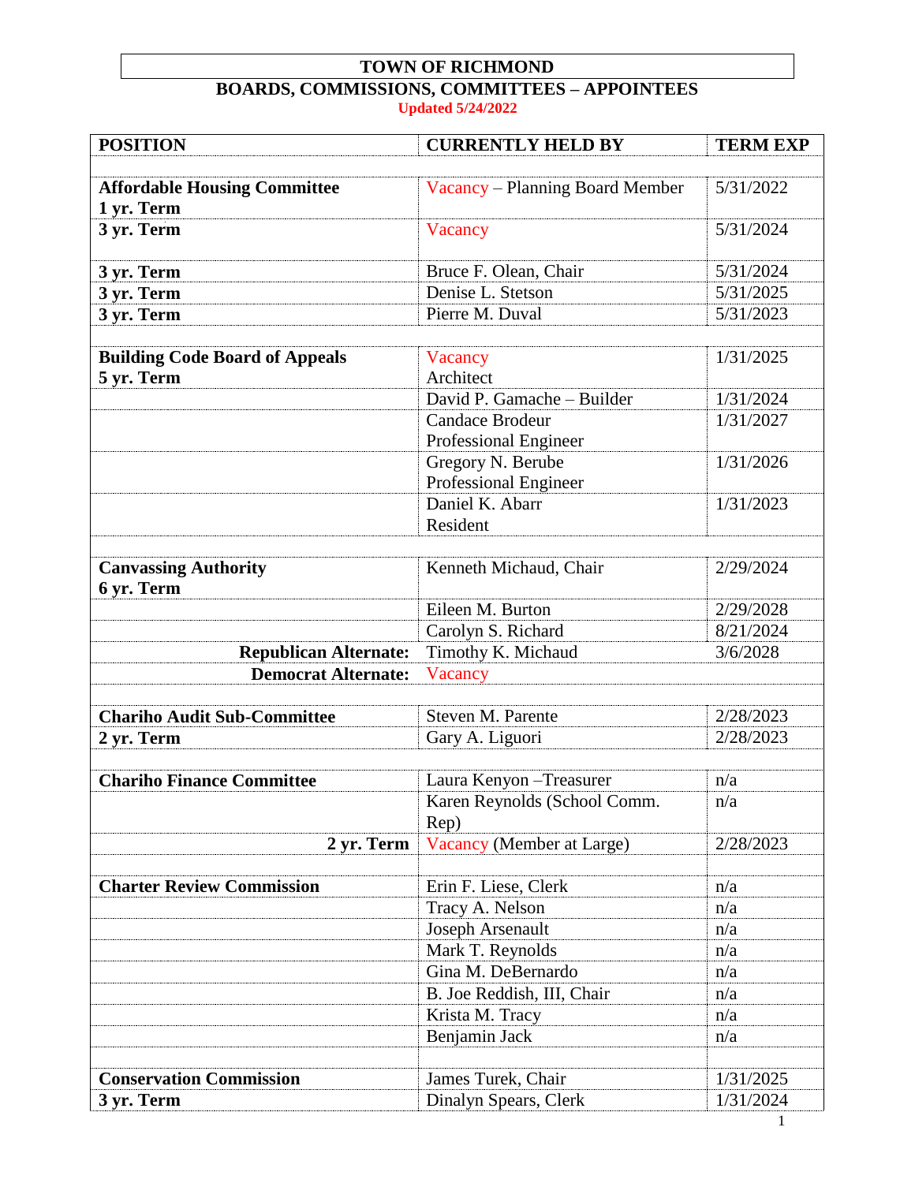# TOWN OF RICHMOND

## BOARDS, COMMISSIONS, COMMITTEES – APPOINTEES

Updated 5/24/2022

| POSITION | CURRENTLY HELD BY | TERM EXP |
|---|---|---|
| | | |
| **Affordable Housing Committee** **1 yr. Term** | Vacancy – Planning Board Member | 5/31/2022 |
| **3 yr. Term** | Vacancy | 5/31/2024 |
| **3 yr. Term** | Bruce F. Olean, Chair | 5/31/2024 |
| **3 yr. Term** | Denise L. Stetson | 5/31/2025 |
| **3 yr. Term** | Pierre M. Duval | 5/31/2023 |
| | | |
| **Building Code Board of Appeals** **5 yr. Term** | Vacancy Architect | 1/31/2025 |
| | David P. Gamache – Builder | 1/31/2024 |
| | Candace Brodeur Professional Engineer | 1/31/2027 |
| | Gregory N. Berube Professional Engineer | 1/31/2026 |
| | Daniel K. Abarr Resident | 1/31/2023 |
| | | |
| **Canvassing Authority** **6 yr. Term** | Kenneth Michaud, Chair | 2/29/2024 |
| | Eileen M. Burton | 2/29/2028 |
| | Carolyn S. Richard | 8/21/2024 |
| **Republican Alternate:** | Timothy K. Michaud | 3/6/2028 |
| **Democrat Alternate:** | Vacancy | |
| | | |
| **Chariho Audit Sub-Committee** | Steven M. Parente | 2/28/2023 |
| **2 yr. Term** | Gary A. Liguori | 2/28/2023 |
| | | |
| **Chariho Finance Committee** | Laura Kenyon –Treasurer | n/a |
| | Karen Reynolds (School Comm. Rep) | n/a |
| **2 yr. Term** | Vacancy (Member at Large) | 2/28/2023 |
| | | |
| **Charter Review Commission** | Erin F. Liese, Clerk | n/a |
| | Tracy A. Nelson | n/a |
| | Joseph Arsenault | n/a |
| | Mark T. Reynolds | n/a |
| | Gina M. DeBernardo | n/a |
| | B. Joe Reddish, III, Chair | n/a |
| | Krista M. Tracy | n/a |
| | Benjamin Jack | n/a |
| | | |
| **Conservation Commission** | James Turek, Chair | 1/31/2025 |
| **3 yr. Term** | Dinalyn Spears, Clerk | 1/31/2024 |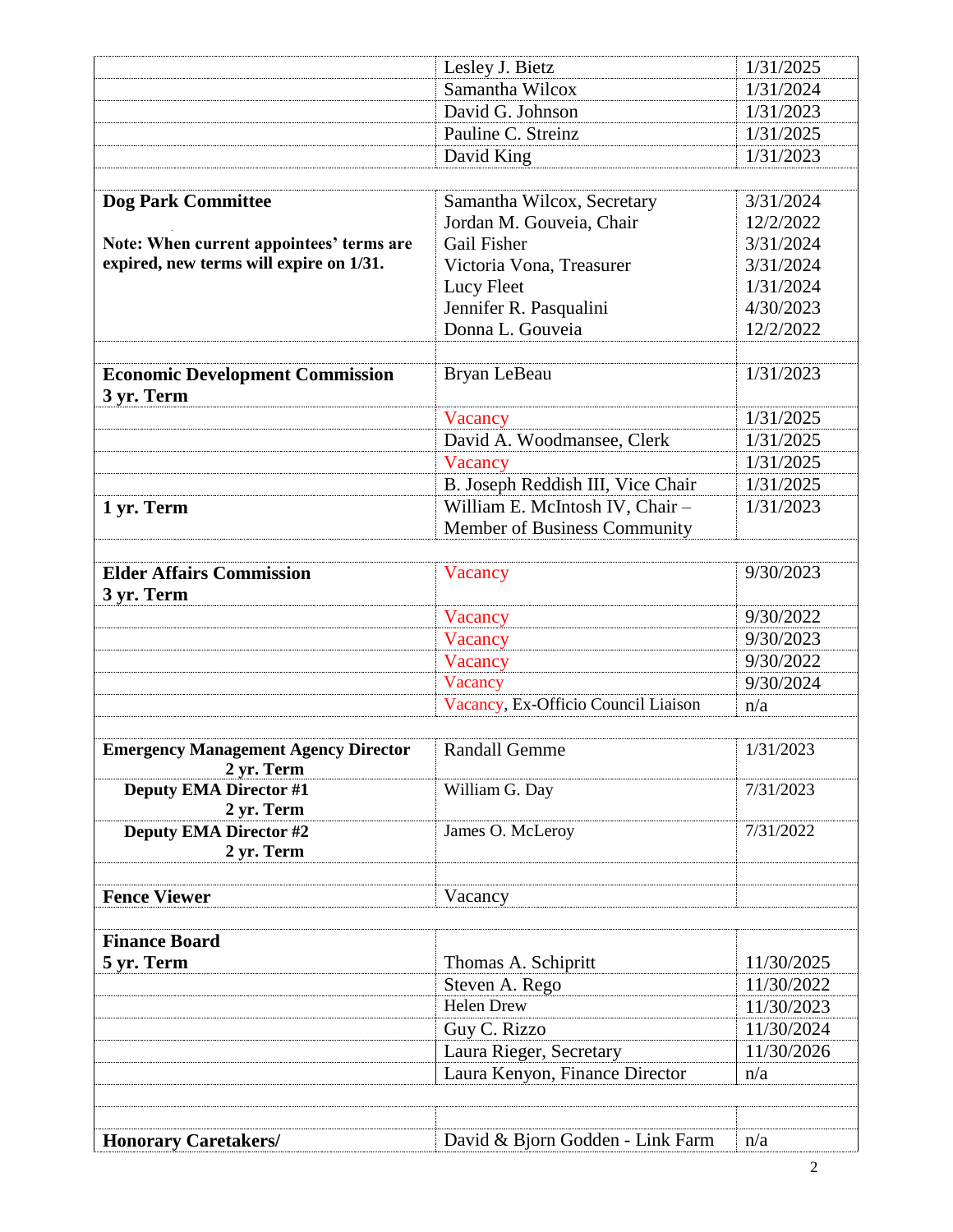| | | |
|---|---|---|
| | Lesley J. Bietz | 1/31/2025 |
| | Samantha Wilcox | 1/31/2024 |
| | David G. Johnson | 1/31/2023 |
| | Pauline C. Streinz | 1/31/2025 |
| | David King | 1/31/2023 |
| | | |
| **Dog Park Committee** | Samantha Wilcox, Secretary | 3/31/2024 |
| | Jordan M. Gouveia, Chair | 12/2/2022 |
| **Note: When current appointees' terms are expired, new terms will expire on 1/31.** | Gail Fisher | 3/31/2024 |
| | Victoria Vona, Treasurer | 3/31/2024 |
| | Lucy Fleet | 1/31/2024 |
| | Jennifer R. Pasqualini | 4/30/2023 |
| | Donna L. Gouveia | 12/2/2022 |
| | | |
| **Economic Development Commission 3 yr. Term** | Bryan LeBeau | 1/31/2023 |
| | Vacancy | 1/31/2025 |
| | David A. Woodmansee, Clerk | 1/31/2025 |
| | Vacancy | 1/31/2025 |
| | B. Joseph Reddish III, Vice Chair | 1/31/2025 |
| **1 yr. Term** | William E. McIntosh IV, Chair – Member of Business Community | 1/31/2023 |
| | | |
| **Elder Affairs Commission 3 yr. Term** | Vacancy | 9/30/2023 |
| | Vacancy | 9/30/2022 |
| | Vacancy | 9/30/2023 |
| | Vacancy | 9/30/2022 |
| | Vacancy | 9/30/2024 |
| | Vacancy, Ex-Officio Council Liaison | n/a |
| | | |
| **Emergency Management Agency Director 2 yr. Term** | Randall Gemme | 1/31/2023 |
| **Deputy EMA Director #1 2 yr. Term** | William G. Day | 7/31/2023 |
| **Deputy EMA Director #2 2 yr. Term** | James O. McLeroy | 7/31/2022 |
| | | |
| **Fence Viewer** | Vacancy | |
| | | |
| **Finance Board 5 yr. Term** | Thomas A. Schipritt | 11/30/2025 |
| | Steven A. Rego | 11/30/2022 |
| | Helen Drew | 11/30/2023 |
| | Guy C. Rizzo | 11/30/2024 |
| | Laura Rieger, Secretary | 11/30/2026 |
| | Laura Kenyon, Finance Director | n/a |
| | | |
| | | |
| **Honorary Caretakers/** | David & Bjorn Godden - Link Farm | n/a |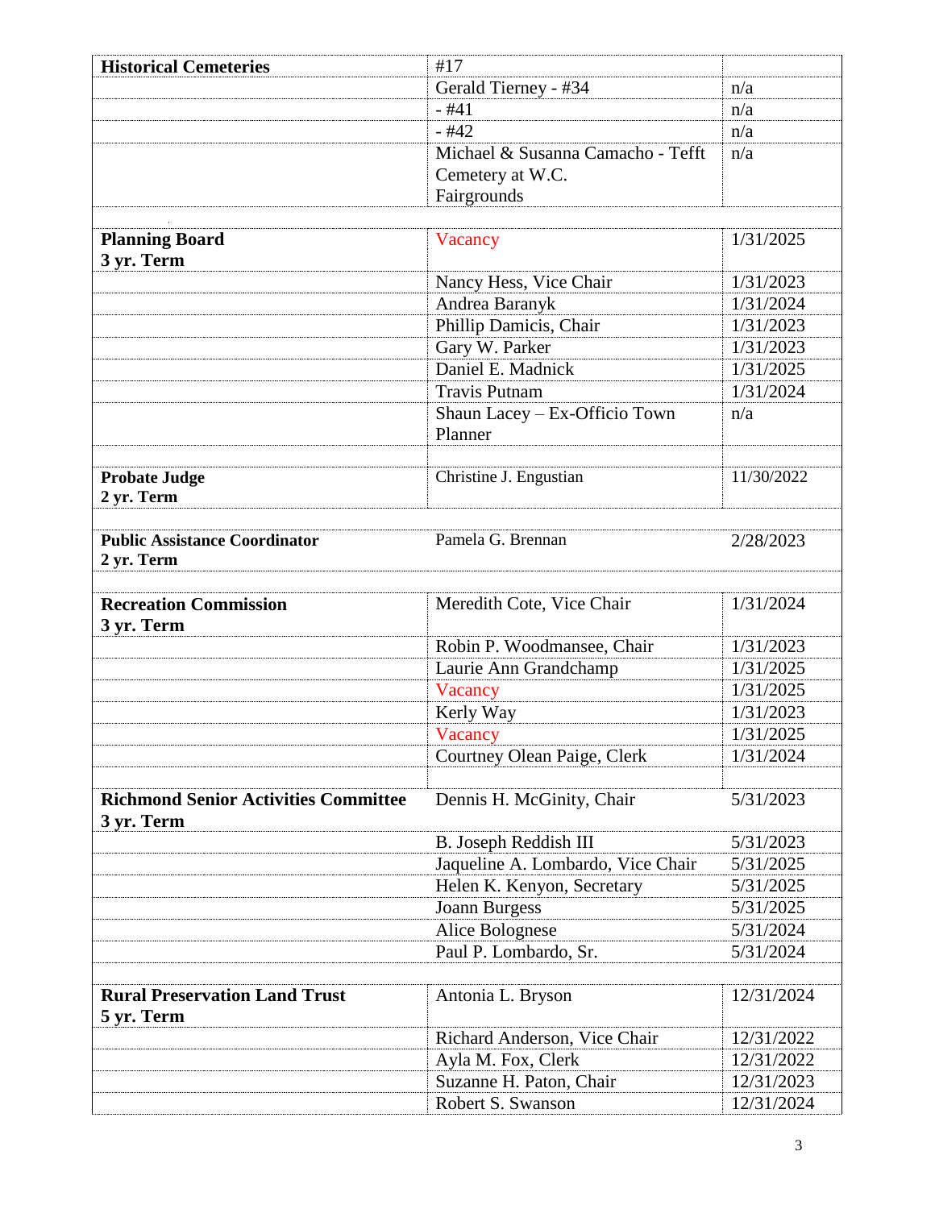| | | |
|---|---|---|
| **Historical Cemeteries** | #17 | |
| | Gerald Tierney - #34 | n/a |
| | - #41 | n/a |
| | - #42 | n/a |
| | Michael & Susanna Camacho - Tefft Cemetery at W.C. Fairgrounds | n/a |
| | | |
| **Planning Board 3 yr. Term** | Vacancy | 1/31/2025 |
| | Nancy Hess, Vice Chair | 1/31/2023 |
| | Andrea Baranyk | 1/31/2024 |
| | Phillip Damicis, Chair | 1/31/2023 |
| | Gary W. Parker | 1/31/2023 |
| | Daniel E. Madnick | 1/31/2025 |
| | Travis Putnam | 1/31/2024 |
| | Shaun Lacey – Ex-Officio Town Planner | n/a |
| | | |
| **Probate Judge 2 yr. Term** | Christine J. Engustian | 11/30/2022 |
| | | |
| **Public Assistance Coordinator 2 yr. Term** | Pamela G. Brennan | 2/28/2023 |
| | | |
| **Recreation Commission 3 yr. Term** | Meredith Cote, Vice Chair | 1/31/2024 |
| | Robin P. Woodmansee, Chair | 1/31/2023 |
| | Laurie Ann Grandchamp | 1/31/2025 |
| | Vacancy | 1/31/2025 |
| | Kerly Way | 1/31/2023 |
| | Vacancy | 1/31/2025 |
| | Courtney Olean Paige, Clerk | 1/31/2024 |
| | | |
| **Richmond Senior Activities Committee 3 yr. Term** | Dennis H. McGinity, Chair | 5/31/2023 |
| | B. Joseph Reddish III | 5/31/2023 |
| | Jaqueline A. Lombardo, Vice Chair | 5/31/2025 |
| | Helen K. Kenyon, Secretary | 5/31/2025 |
| | Joann Burgess | 5/31/2025 |
| | Alice Bolognese | 5/31/2024 |
| | Paul P. Lombardo, Sr. | 5/31/2024 |
| | | |
| **Rural Preservation Land Trust 5 yr. Term** | Antonia L. Bryson | 12/31/2024 |
| | Richard Anderson, Vice Chair | 12/31/2022 |
| | Ayla M. Fox, Clerk | 12/31/2022 |
| | Suzanne H. Paton, Chair | 12/31/2023 |
| | Robert S. Swanson | 12/31/2024 |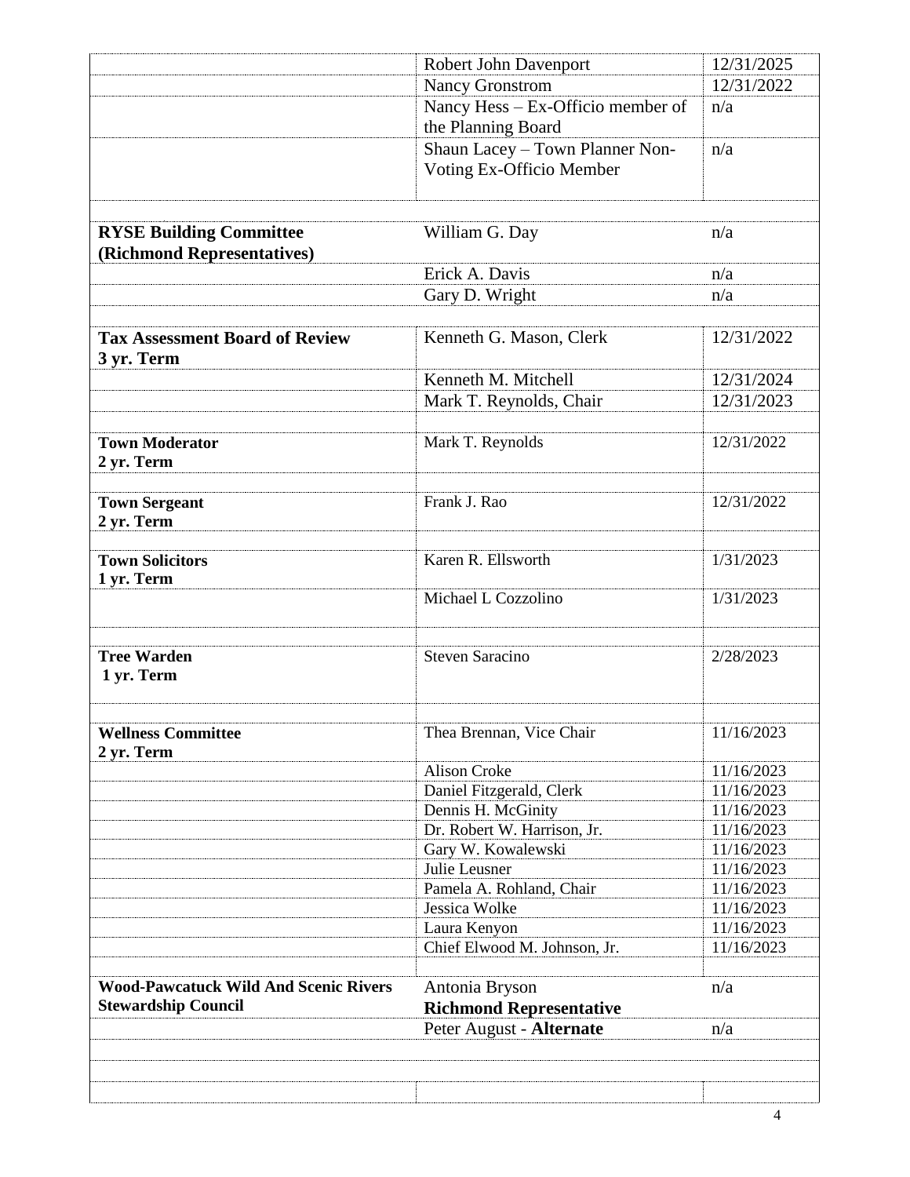| | | |
|---|---|---|
| | Robert John Davenport | 12/31/2025 |
| | Nancy Gronstrom | 12/31/2022 |
| | Nancy Hess – Ex-Officio member of the Planning Board | n/a |
| | Shaun Lacey – Town Planner Non-Voting Ex-Officio Member | n/a |
| | | |
| **RYSE Building Committee (Richmond Representatives)** | William G. Day | n/a |
| | Erick A. Davis | n/a |
| | Gary D. Wright | n/a |
| | | |
| **Tax Assessment Board of Review 3 yr. Term** | Kenneth G. Mason, Clerk | 12/31/2022 |
| | Kenneth M. Mitchell | 12/31/2024 |
| | Mark T. Reynolds, Chair | 12/31/2023 |
| | | |
| **Town Moderator 2 yr. Term** | Mark T. Reynolds | 12/31/2022 |
| | | |
| **Town Sergeant 2 yr. Term** | Frank J. Rao | 12/31/2022 |
| | | |
| **Town Solicitors 1 yr. Term** | Karen R. Ellsworth | 1/31/2023 |
| | Michael L Cozzolino | 1/31/2023 |
| | | |
| **Tree Warden 1 yr. Term** | Steven Saracino | 2/28/2023 |
| | | |
| **Wellness Committee 2 yr. Term** | Thea Brennan, Vice Chair | 11/16/2023 |
| | Alison Croke | 11/16/2023 |
| | Daniel Fitzgerald, Clerk | 11/16/2023 |
| | Dennis H. McGinity | 11/16/2023 |
| | Dr. Robert W. Harrison, Jr. | 11/16/2023 |
| | Gary W. Kowalewski | 11/16/2023 |
| | Julie Leusner | 11/16/2023 |
| | Pamela A. Rohland, Chair | 11/16/2023 |
| | Jessica Wolke | 11/16/2023 |
| | Laura Kenyon | 11/16/2023 |
| | Chief Elwood M. Johnson, Jr. | 11/16/2023 |
| | | |
| **Wood-Pawcatuck Wild And Scenic Rivers Stewardship Council** | Antonia Bryson **Richmond Representative** | n/a |
| | Peter August - **Alternate** | n/a |
| | | |
| | | |
| | | |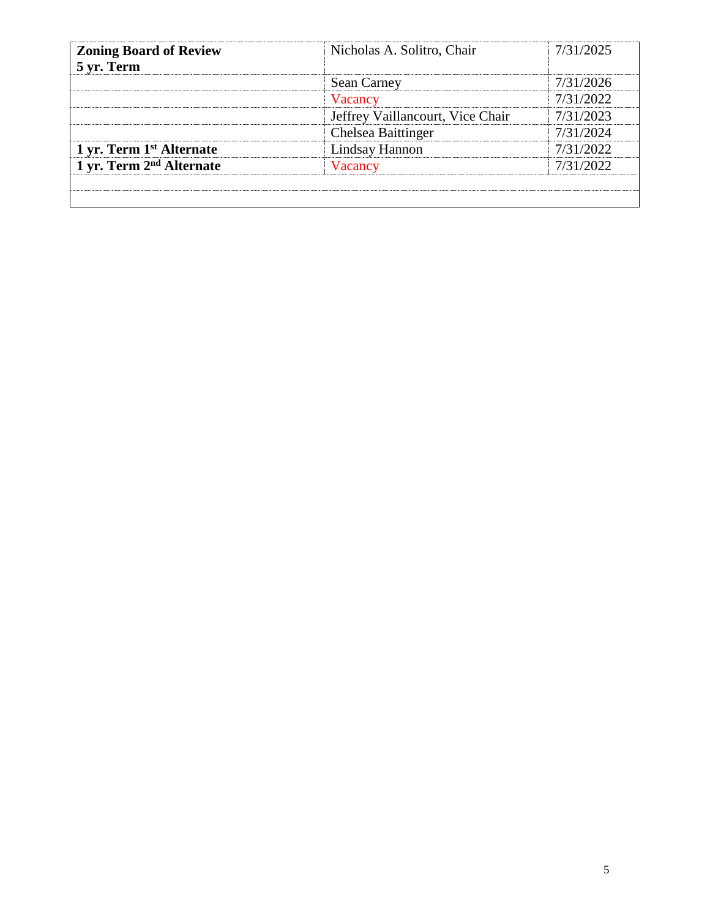| | | |
|---|---|---|
| **Zoning Board of Review 5 yr. Term** | Nicholas A. Solitro, Chair | 7/31/2025 |
| | Sean Carney | 7/31/2026 |
| | Vacancy | 7/31/2022 |
| | Jeffrey Vaillancourt, Vice Chair | 7/31/2023 |
| | Chelsea Baittinger | 7/31/2024 |
| **1 yr. Term 1st Alternate** | Lindsay Hannon | 7/31/2022 |
| **1 yr. Term 2nd Alternate** | Vacancy | 7/31/2022 |
| | | |
| | | |